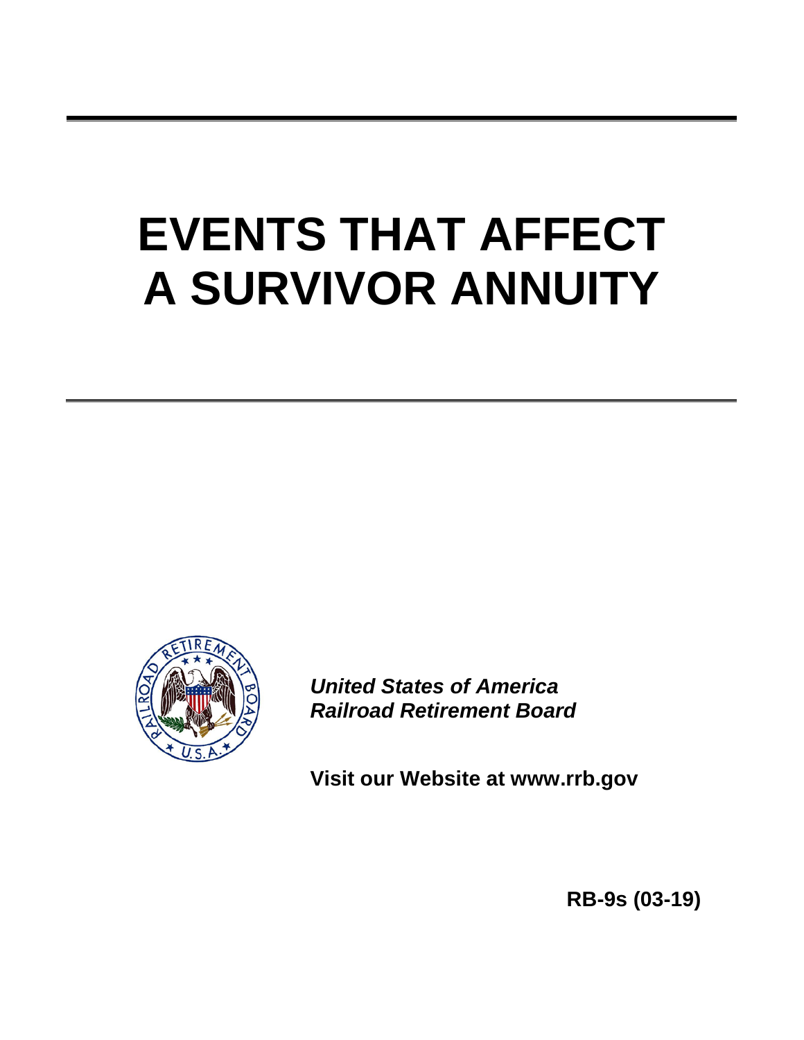# EVENTS THAT AFFECT A SURVIVOR ANNUITY

***United States of America***
***Railroad Retirement Board***

**Visit our Website at www.rrb.gov**

**RB-9s (03-19)**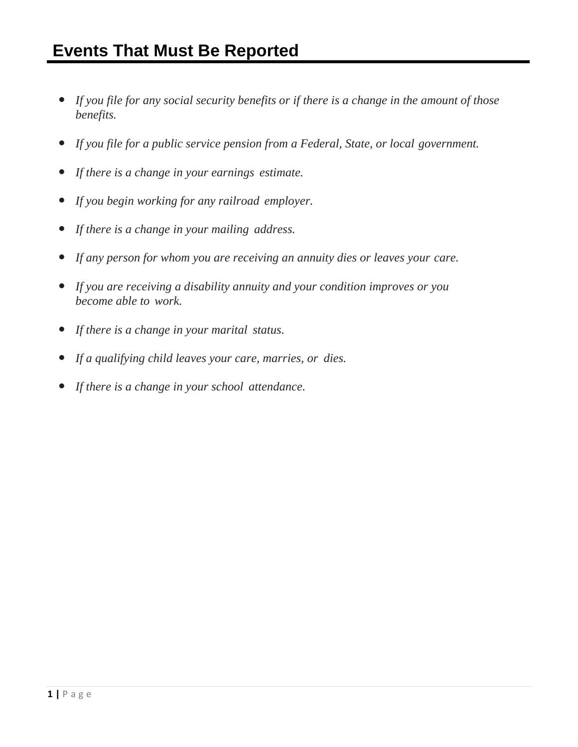# Events That Must Be Reported

- *If you file for any social security benefits or if there is a change in the amount of those benefits.*
- *If you file for a public service pension from a Federal, State, or local government.*
- *If there is a change in your earnings estimate.*
- *If you begin working for any railroad employer.*
- *If there is a change in your mailing address.*
- *If any person for whom you are receiving an annuity dies or leaves your care.*
- *If you are receiving a disability annuity and your condition improves or you become able to work.*
- *If there is a change in your marital status.*
- *If a qualifying child leaves your care, marries, or dies.*
- *If there is a change in your school attendance.*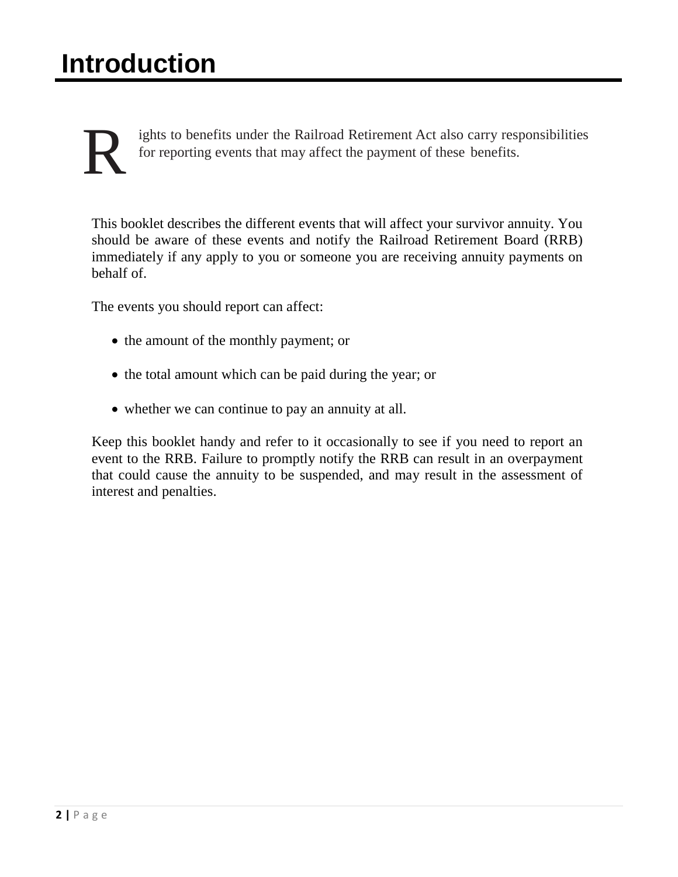# Introduction

Rights to benefits under the Railroad Retirement Act also carry responsibilities for reporting events that may affect the payment of these benefits.

This booklet describes the different events that will affect your survivor annuity. You should be aware of these events and notify the Railroad Retirement Board (RRB) immediately if any apply to you or someone you are receiving annuity payments on behalf of.

The events you should report can affect:

- the amount of the monthly payment; or
- the total amount which can be paid during the year; or
- whether we can continue to pay an annuity at all.

Keep this booklet handy and refer to it occasionally to see if you need to report an event to the RRB. Failure to promptly notify the RRB can result in an overpayment that could cause the annuity to be suspended, and may result in the assessment of interest and penalties.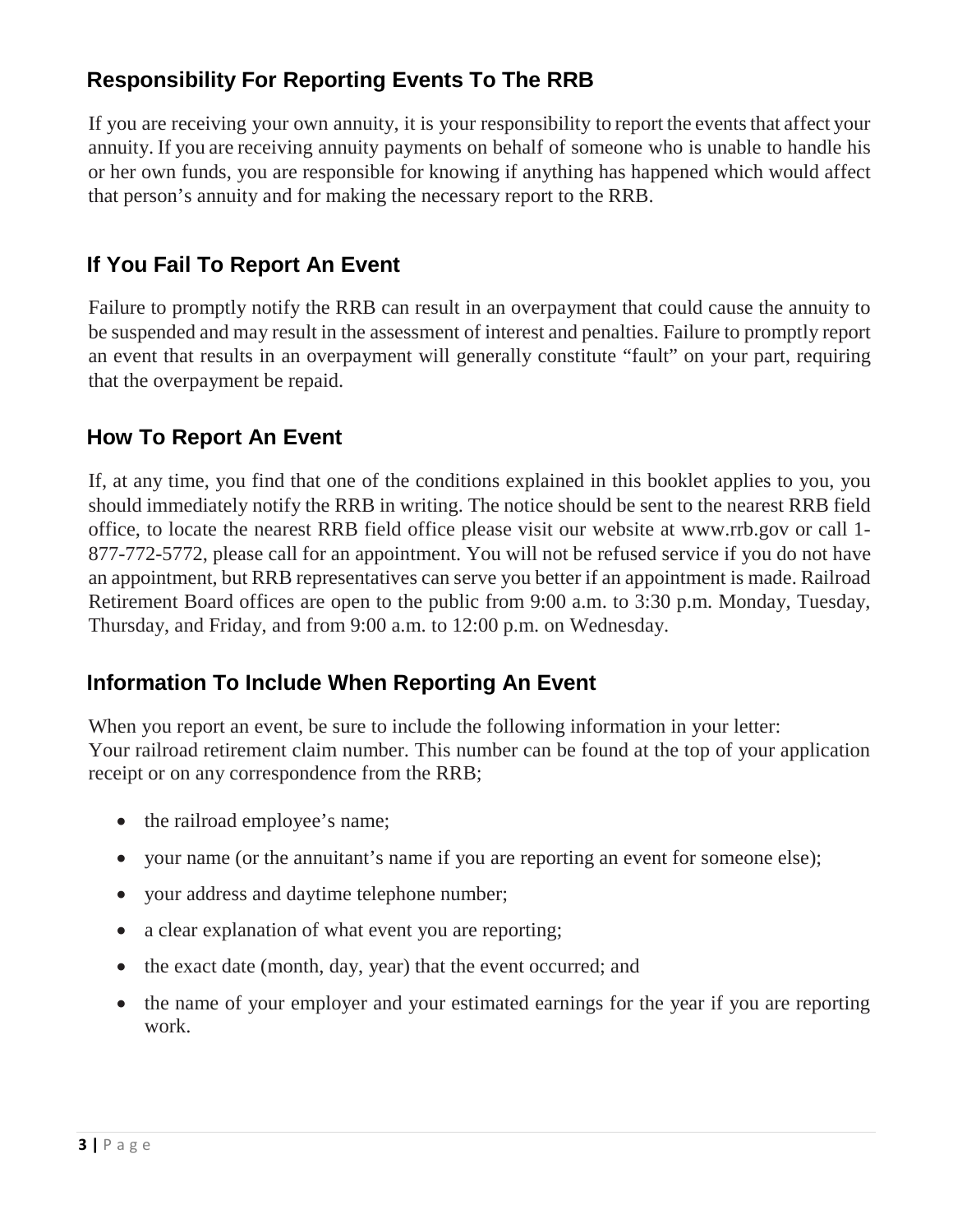## Responsibility For Reporting Events To The RRB

If you are receiving your own annuity, it is your responsibility to report the events that affect your annuity. If you are receiving annuity payments on behalf of someone who is unable to handle his or her own funds, you are responsible for knowing if anything has happened which would affect that person's annuity and for making the necessary report to the RRB.

## If You Fail To Report An Event

Failure to promptly notify the RRB can result in an overpayment that could cause the annuity to be suspended and may result in the assessment of interest and penalties. Failure to promptly report an event that results in an overpayment will generally constitute "fault" on your part, requiring that the overpayment be repaid.

## How To Report An Event

If, at any time, you find that one of the conditions explained in this booklet applies to you, you should immediately notify the RRB in writing. The notice should be sent to the nearest RRB field office, to locate the nearest RRB field office please visit our website at www.rrb.gov or call 1-877-772-5772, please call for an appointment. You will not be refused service if you do not have an appointment, but RRB representatives can serve you better if an appointment is made. Railroad Retirement Board offices are open to the public from 9:00 a.m. to 3:30 p.m. Monday, Tuesday, Thursday, and Friday, and from 9:00 a.m. to 12:00 p.m. on Wednesday.

## Information To Include When Reporting An Event

When you report an event, be sure to include the following information in your letter:
Your railroad retirement claim number. This number can be found at the top of your application receipt or on any correspondence from the RRB;

- the railroad employee's name;
- your name (or the annuitant's name if you are reporting an event for someone else);
- your address and daytime telephone number;
- a clear explanation of what event you are reporting;
- the exact date (month, day, year) that the event occurred; and
- the name of your employer and your estimated earnings for the year if you are reporting work.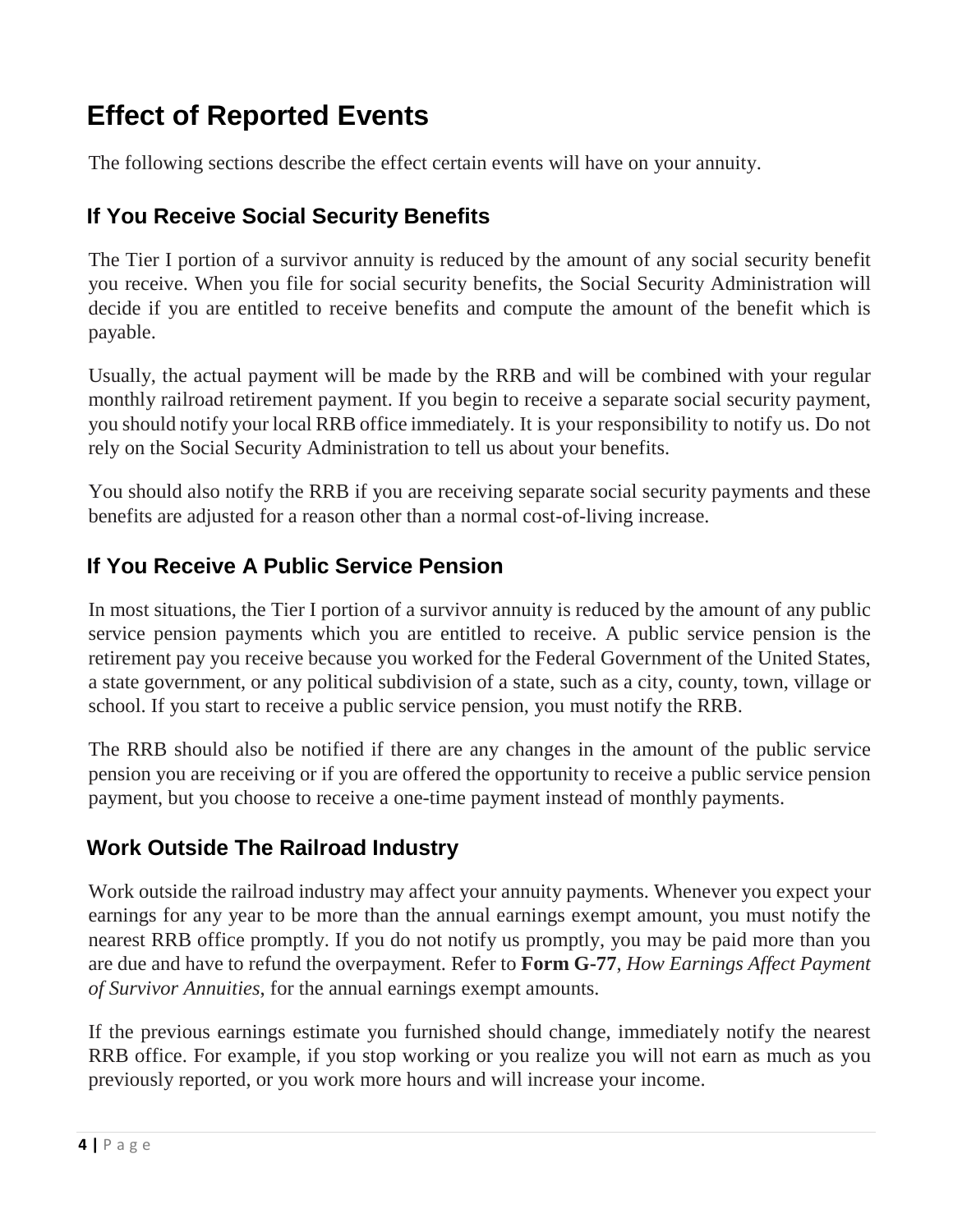# Effect of Reported Events

The following sections describe the effect certain events will have on your annuity.

## If You Receive Social Security Benefits

The Tier I portion of a survivor annuity is reduced by the amount of any social security benefit you receive. When you file for social security benefits, the Social Security Administration will decide if you are entitled to receive benefits and compute the amount of the benefit which is payable.

Usually, the actual payment will be made by the RRB and will be combined with your regular monthly railroad retirement payment. If you begin to receive a separate social security payment, you should notify your local RRB office immediately. It is your responsibility to notify us. Do not rely on the Social Security Administration to tell us about your benefits.

You should also notify the RRB if you are receiving separate social security payments and these benefits are adjusted for a reason other than a normal cost-of-living increase.

## If You Receive A Public Service Pension

In most situations, the Tier I portion of a survivor annuity is reduced by the amount of any public service pension payments which you are entitled to receive. A public service pension is the retirement pay you receive because you worked for the Federal Government of the United States, a state government, or any political subdivision of a state, such as a city, county, town, village or school. If you start to receive a public service pension, you must notify the RRB.

The RRB should also be notified if there are any changes in the amount of the public service pension you are receiving or if you are offered the opportunity to receive a public service pension payment, but you choose to receive a one-time payment instead of monthly payments.

## Work Outside The Railroad Industry

Work outside the railroad industry may affect your annuity payments. Whenever you expect your earnings for any year to be more than the annual earnings exempt amount, you must notify the nearest RRB office promptly. If you do not notify us promptly, you may be paid more than you are due and have to refund the overpayment. Refer to **Form G-77**, *How Earnings Affect Payment of Survivor Annuities*, for the annual earnings exempt amounts.

If the previous earnings estimate you furnished should change, immediately notify the nearest RRB office. For example, if you stop working or you realize you will not earn as much as you previously reported, or you work more hours and will increase your income.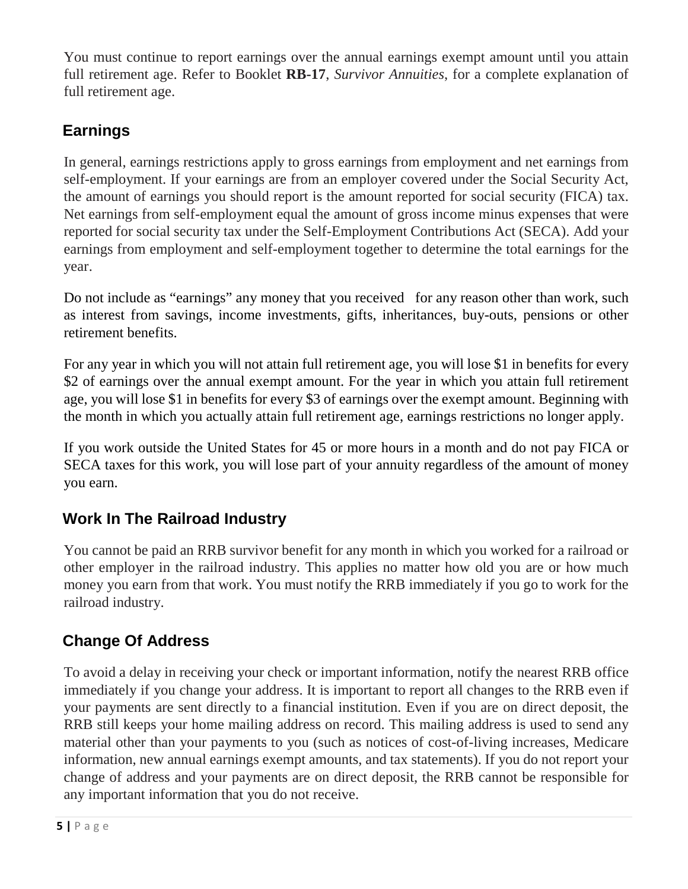You must continue to report earnings over the annual earnings exempt amount until you attain full retirement age. Refer to Booklet **RB-17**, *Survivor Annuities*, for a complete explanation of full retirement age.

## Earnings

In general, earnings restrictions apply to gross earnings from employment and net earnings from self-employment. If your earnings are from an employer covered under the Social Security Act, the amount of earnings you should report is the amount reported for social security (FICA) tax. Net earnings from self-employment equal the amount of gross income minus expenses that were reported for social security tax under the Self-Employment Contributions Act (SECA). Add your earnings from employment and self-employment together to determine the total earnings for the year.

Do not include as "earnings" any money that you received for any reason other than work, such as interest from savings, income investments, gifts, inheritances, buy-outs, pensions or other retirement benefits.

For any year in which you will not attain full retirement age, you will lose $1 in benefits for every $2 of earnings over the annual exempt amount. For the year in which you attain full retirement age, you will lose $1 in benefits for every $3 of earnings over the exempt amount. Beginning with the month in which you actually attain full retirement age, earnings restrictions no longer apply.

If you work outside the United States for 45 or more hours in a month and do not pay FICA or SECA taxes for this work, you will lose part of your annuity regardless of the amount of money you earn.

## Work In The Railroad Industry

You cannot be paid an RRB survivor benefit for any month in which you worked for a railroad or other employer in the railroad industry. This applies no matter how old you are or how much money you earn from that work. You must notify the RRB immediately if you go to work for the railroad industry.

## Change Of Address

To avoid a delay in receiving your check or important information, notify the nearest RRB office immediately if you change your address. It is important to report all changes to the RRB even if your payments are sent directly to a financial institution. Even if you are on direct deposit, the RRB still keeps your home mailing address on record. This mailing address is used to send any material other than your payments to you (such as notices of cost-of-living increases, Medicare information, new annual earnings exempt amounts, and tax statements). If you do not report your change of address and your payments are on direct deposit, the RRB cannot be responsible for any important information that you do not receive.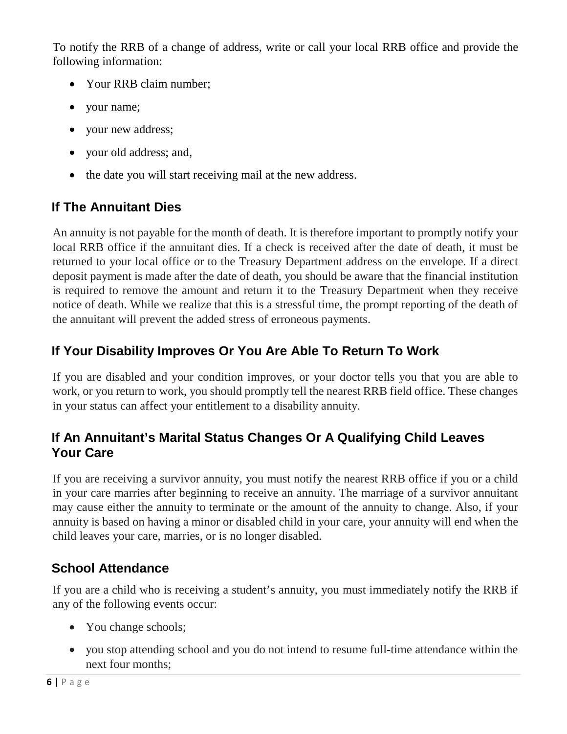To notify the RRB of a change of address, write or call your local RRB office and provide the following information:

- Your RRB claim number;
- your name;
- your new address;
- your old address; and,
- the date you will start receiving mail at the new address.

## If The Annuitant Dies

An annuity is not payable for the month of death. It is therefore important to promptly notify your local RRB office if the annuitant dies. If a check is received after the date of death, it must be returned to your local office or to the Treasury Department address on the envelope. If a direct deposit payment is made after the date of death, you should be aware that the financial institution is required to remove the amount and return it to the Treasury Department when they receive notice of death. While we realize that this is a stressful time, the prompt reporting of the death of the annuitant will prevent the added stress of erroneous payments.

## If Your Disability Improves Or You Are Able To Return To Work

If you are disabled and your condition improves, or your doctor tells you that you are able to work, or you return to work, you should promptly tell the nearest RRB field office. These changes in your status can affect your entitlement to a disability annuity.

## If An Annuitant's Marital Status Changes Or A Qualifying Child Leaves Your Care

If you are receiving a survivor annuity, you must notify the nearest RRB office if you or a child in your care marries after beginning to receive an annuity. The marriage of a survivor annuitant may cause either the annuity to terminate or the amount of the annuity to change. Also, if your annuity is based on having a minor or disabled child in your care, your annuity will end when the child leaves your care, marries, or is no longer disabled.

## School Attendance

If you are a child who is receiving a student's annuity, you must immediately notify the RRB if any of the following events occur:

- You change schools;
- you stop attending school and you do not intend to resume full-time attendance within the next four months;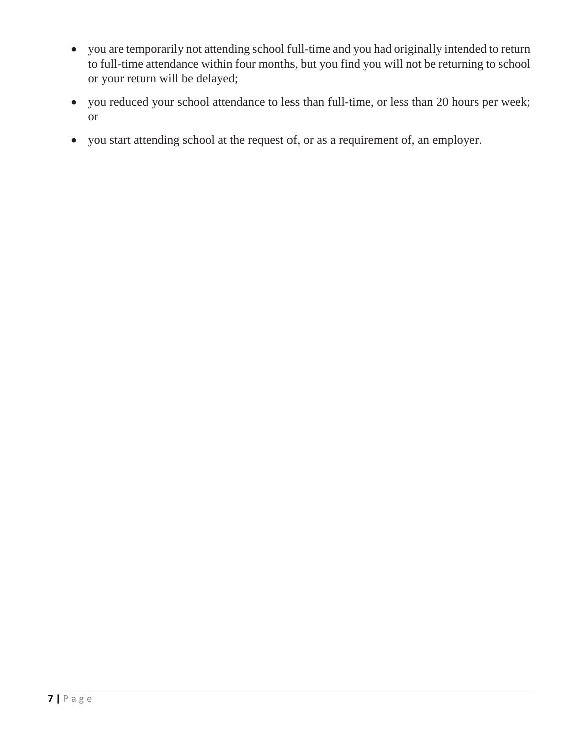- you are temporarily not attending school full-time and you had originally intended to return to full-time attendance within four months, but you find you will not be returning to school or your return will be delayed;
- you reduced your school attendance to less than full-time, or less than 20 hours per week; or
- you start attending school at the request of, or as a requirement of, an employer.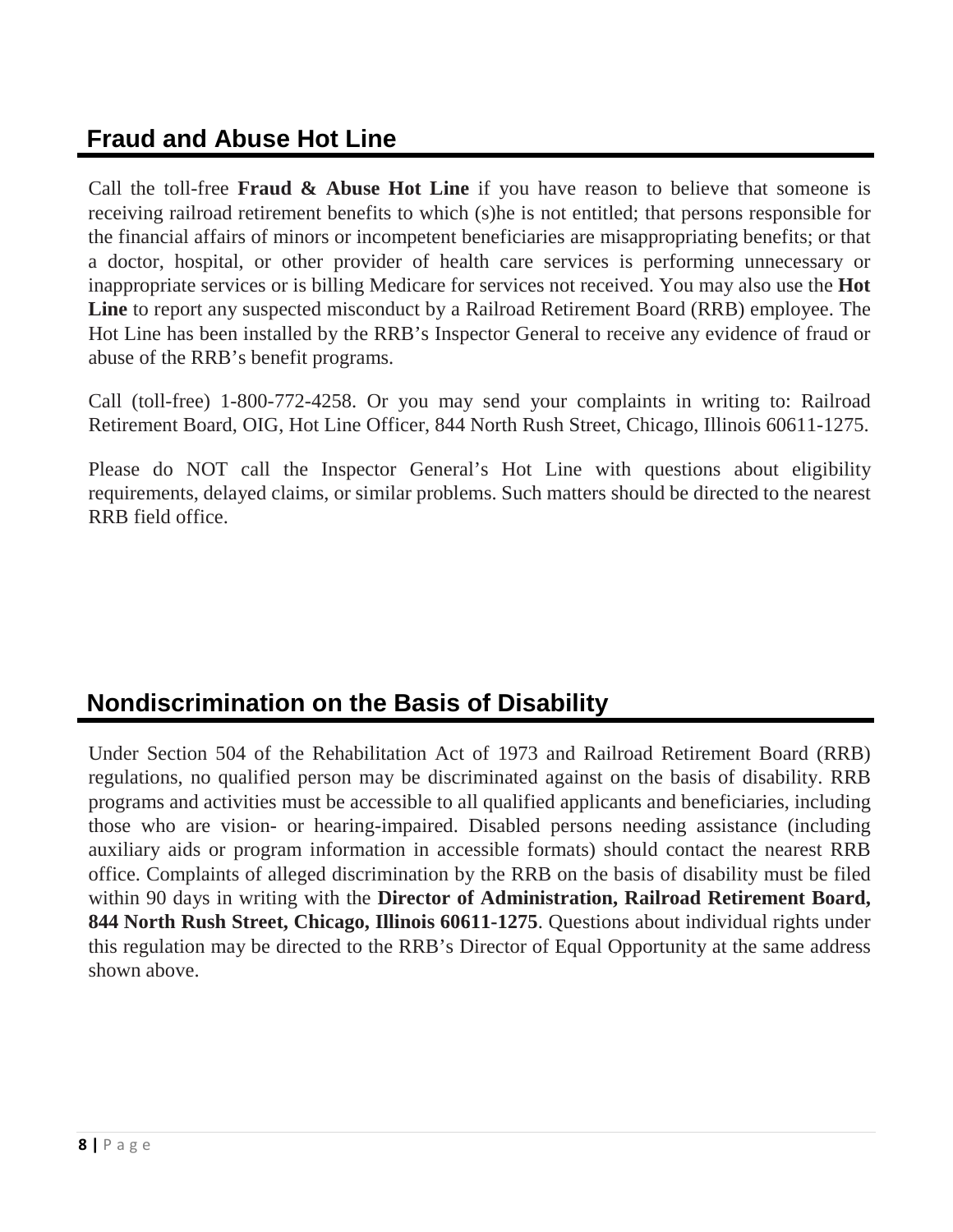## Fraud and Abuse Hot Line

Call the toll-free **Fraud & Abuse Hot Line** if you have reason to believe that someone is receiving railroad retirement benefits to which (s)he is not entitled; that persons responsible for the financial affairs of minors or incompetent beneficiaries are misappropriating benefits; or that a doctor, hospital, or other provider of health care services is performing unnecessary or inappropriate services or is billing Medicare for services not received. You may also use the **Hot Line** to report any suspected misconduct by a Railroad Retirement Board (RRB) employee. The Hot Line has been installed by the RRB's Inspector General to receive any evidence of fraud or abuse of the RRB's benefit programs.

Call (toll-free) 1-800-772-4258. Or you may send your complaints in writing to: Railroad Retirement Board, OIG, Hot Line Officer, 844 North Rush Street, Chicago, Illinois 60611-1275.

Please do NOT call the Inspector General's Hot Line with questions about eligibility requirements, delayed claims, or similar problems. Such matters should be directed to the nearest RRB field office.

## Nondiscrimination on the Basis of Disability

Under Section 504 of the Rehabilitation Act of 1973 and Railroad Retirement Board (RRB) regulations, no qualified person may be discriminated against on the basis of disability. RRB programs and activities must be accessible to all qualified applicants and beneficiaries, including those who are vision- or hearing-impaired. Disabled persons needing assistance (including auxiliary aids or program information in accessible formats) should contact the nearest RRB office. Complaints of alleged discrimination by the RRB on the basis of disability must be filed within 90 days in writing with the **Director of Administration, Railroad Retirement Board, 844 North Rush Street, Chicago, Illinois 60611-1275**. Questions about individual rights under this regulation may be directed to the RRB's Director of Equal Opportunity at the same address shown above.